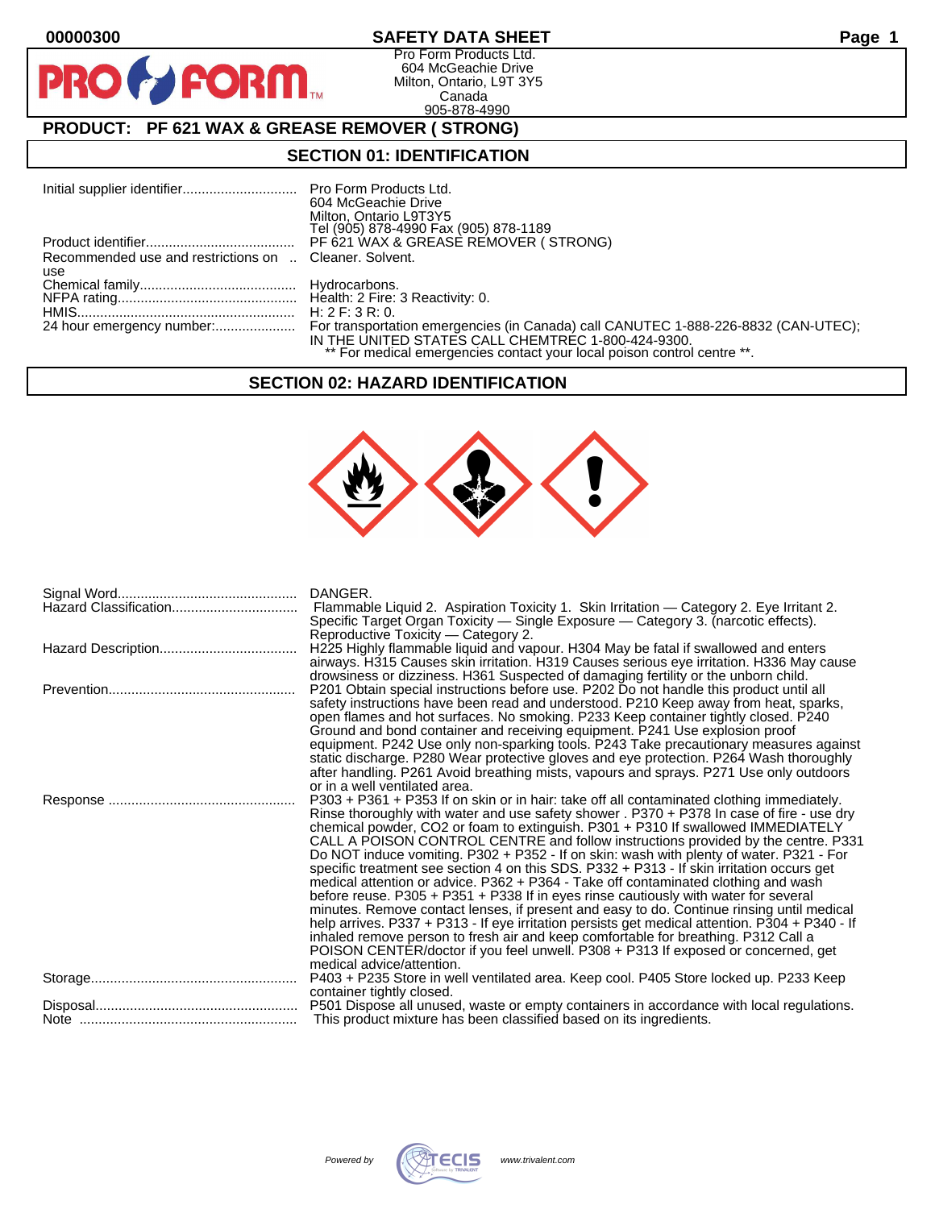# SAFETY DATA SHEET

Pro Form Products Ltd.
604 McGeachie Drive
Milton, Ontario, L9T 3Y5
Canada
905-878-4990

## PRODUCT: PF 621 WAX & GREASE REMOVER ( STRONG)

## SECTION 01: IDENTIFICATION

| | |
|---|---|
| Initial supplier identifier | Pro Form Products Ltd.<br>604 McGeachie Drive<br>Milton, Ontario L9T3Y5<br>Tel (905) 878-4990 Fax (905) 878-1189 |
| Product identifier | PF 621 WAX & GREASE REMOVER ( STRONG) |
| Recommended use and restrictions on use | Cleaner. Solvent. |
| Chemical family | Hydrocarbons. |
| NFPA rating | Health: 2 Fire: 3 Reactivity: 0. |
| HMIS | H: 2 F: 3 R: 0. |
| 24 hour emergency number: | For transportation emergencies (in Canada) call CANUTEC 1-888-226-8832 (CAN-UTEC); IN THE UNITED STATES CALL CHEMTREC 1-800-424-9300.<br>** For medical emergencies contact your local poison control centre **. |

## SECTION 02: HAZARD IDENTIFICATION

| | |
|---|---|
| Signal Word | DANGER. |
| Hazard Classification | Flammable Liquid 2. Aspiration Toxicity 1. Skin Irritation — Category 2. Eye Irritant 2. Specific Target Organ Toxicity — Single Exposure — Category 3. (narcotic effects). Reproductive Toxicity — Category 2. |
| Hazard Description | H225 Highly flammable liquid and vapour. H304 May be fatal if swallowed and enters airways. H315 Causes skin irritation. H319 Causes serious eye irritation. H336 May cause drowsiness or dizziness. H361 Suspected of damaging fertility or the unborn child. |
| Prevention | P201 Obtain special instructions before use. P202 Do not handle this product until all safety instructions have been read and understood. P210 Keep away from heat, sparks, open flames and hot surfaces. No smoking. P233 Keep container tightly closed. P240 Ground and bond container and receiving equipment. P241 Use explosion proof equipment. P242 Use only non-sparking tools. P243 Take precautionary measures against static discharge. P280 Wear protective gloves and eye protection. P264 Wash thoroughly after handling. P261 Avoid breathing mists, vapours and sprays. P271 Use only outdoors or in a well ventilated area. |
| Response | P303 + P361 + P353 If on skin or in hair: take off all contaminated clothing immediately. Rinse thoroughly with water and use safety shower . P370 + P378 In case of fire - use dry chemical powder, CO2 or foam to extinguish. P301 + P310 If swallowed IMMEDIATELY CALL A POISON CONTROL CENTRE and follow instructions provided by the centre. P331 Do NOT induce vomiting. P302 + P352 - If on skin: wash with plenty of water. P321 - For specific treatment see section 4 on this SDS. P332 + P313 - If skin irritation occurs get medical attention or advice. P362 + P364 - Take off contaminated clothing and wash before reuse. P305 + P351 + P338 If in eyes rinse cautiously with water for several minutes. Remove contact lenses, if present and easy to do. Continue rinsing until medical help arrives. P337 + P313 - If eye irritation persists get medical attention. P304 + P340 - If inhaled remove person to fresh air and keep comfortable for breathing. P312 Call a POISON CENTER/doctor if you feel unwell. P308 + P313 If exposed or concerned, get medical advice/attention. |
| Storage | P403 + P235 Store in well ventilated area. Keep cool. P405 Store locked up. P233 Keep container tightly closed. |
| Disposal | P501 Dispose all unused, waste or empty containers in accordance with local regulations. |
| Note | This product mixture has been classified based on its ingredients. |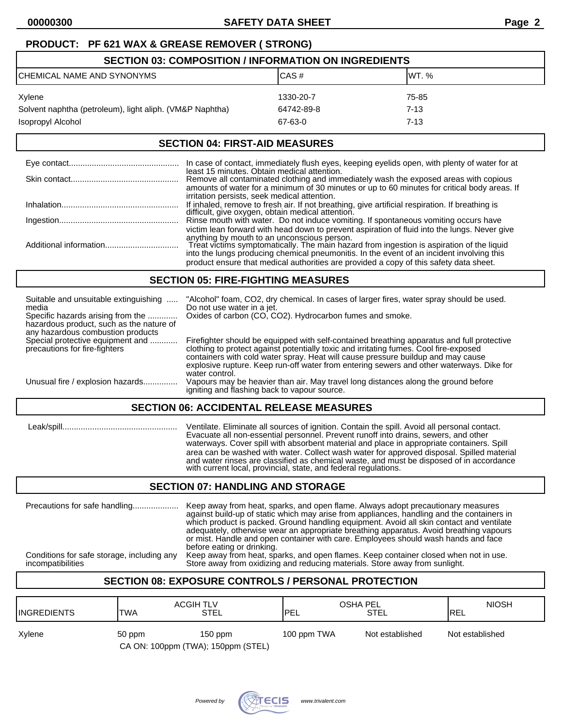**PRODUCT: PF 621 WAX & GREASE REMOVER ( STRONG)**

## SECTION 03: COMPOSITION / INFORMATION ON INGREDIENTS

| CHEMICAL NAME AND SYNONYMS | CAS # | WT. % |
|---|---|---|
| Xylene | 1330-20-7 | 75-85 |
| Solvent naphtha (petroleum), light aliph. (VM&P Naphtha) | 64742-89-8 | 7-13 |
| Isopropyl Alcohol | 67-63-0 | 7-13 |

## SECTION 04: FIRST-AID MEASURES

**Eye contact:** In case of contact, immediately flush eyes, keeping eyelids open, with plenty of water for at least 15 minutes. Obtain medical attention.

**Skin contact:** Remove all contaminated clothing and immediately wash the exposed areas with copious amounts of water for a minimum of 30 minutes or up to 60 minutes for critical body areas. If irritation persists, seek medical attention.

**Inhalation:** If inhaled, remove to fresh air. If not breathing, give artificial respiration. If breathing is difficult, give oxygen, obtain medical attention.

**Ingestion:** Rinse mouth with water. Do not induce vomiting. If spontaneous vomiting occurs have victim lean forward with head down to prevent aspiration of fluid into the lungs. Never give anything by mouth to an unconscious person.

**Additional information:** Treat victims symptomatically. The main hazard from ingestion is aspiration of the liquid into the lungs producing chemical pneumonitis. In the event of an incident involving this product ensure that medical authorities are provided a copy of this safety data sheet.

## SECTION 05: FIRE-FIGHTING MEASURES

**Suitable and unsuitable extinguishing media:** "Alcohol" foam, $CO_2$, dry chemical. In cases of larger fires, water spray should be used. Do not use water in a jet.

**Specific hazards arising from the hazardous product, such as the nature of any hazardous combustion products:** Oxides of carbon (CO, $CO_2$). Hydrocarbon fumes and smoke.

**Special protective equipment and precautions for fire-fighters:** Firefighter should be equipped with self-contained breathing apparatus and full protective clothing to protect against potentially toxic and irritating fumes. Cool fire-exposed containers with cold water spray. Heat will cause pressure buildup and may cause explosive rupture. Keep run-off water from entering sewers and other waterways. Dike for water control.

**Unusual fire / explosion hazards:** Vapours may be heavier than air. May travel long distances along the ground before igniting and flashing back to vapour source.

## SECTION 06: ACCIDENTAL RELEASE MEASURES

**Leak/spill:** Ventilate. Eliminate all sources of ignition. Contain the spill. Avoid all personal contact. Evacuate all non-essential personnel. Prevent runoff into drains, sewers, and other waterways. Cover spill with absorbent material and place in appropriate containers. Spill area can be washed with water. Collect wash water for approved disposal. Spilled material and water rinses are classified as chemical waste, and must be disposed of in accordance with current local, provincial, state, and federal regulations.

## SECTION 07: HANDLING AND STORAGE

**Precautions for safe handling:** Keep away from heat, sparks, and open flame. Always adopt precautionary measures against build-up of static which may arise from appliances, handling and the containers in which product is packed. Ground handling equipment. Avoid all skin contact and ventilate adequately, otherwise wear an appropriate breathing apparatus. Avoid breathing vapours or mist. Handle and open container with care. Employees should wash hands and face before eating or drinking.

**Conditions for safe storage, including any incompatibilities:** Keep away from heat, sparks, and open flames. Keep container closed when not in use. Store away from oxidizing and reducing materials. Store away from sunlight.

## SECTION 08: EXPOSURE CONTROLS / PERSONAL PROTECTION

| INGREDIENTS | ACGIH TLV TWA | ACGIH TLV STEL | OSHA PEL PEL | OSHA PEL STEL | NIOSH REL |
|---|---|---|---|---|---|
| Xylene | 50 ppm | 150 ppm | 100 ppm TWA | Not established | Not established |
| | CA ON: 100ppm (TWA); 150ppm (STEL) | | | | |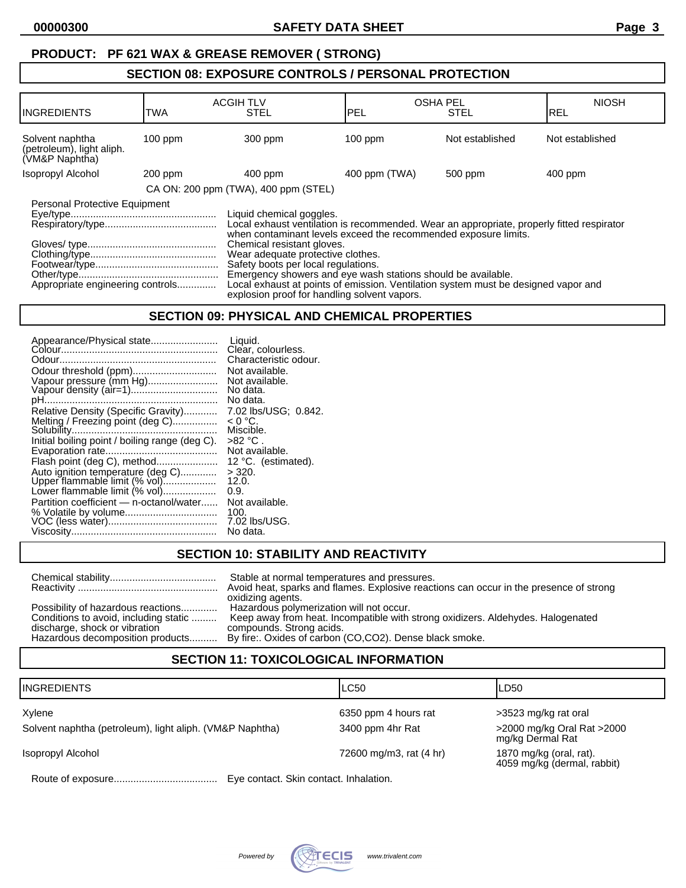**PRODUCT: PF 621 WAX & GREASE REMOVER ( STRONG)**

## SECTION 08: EXPOSURE CONTROLS / PERSONAL PROTECTION

| INGREDIENTS | ACGIH TLV | | OSHA PEL | | NIOSH |
|---|---|---|---|---|---|
| | TWA | STEL | PEL | STEL | REL |
| Solvent naphtha (petroleum), light aliph. (VM&P Naphtha) | 100 ppm | 300 ppm | 100 ppm | Not established | Not established |
| Isopropyl Alcohol | 200 ppm | 400 ppm | 400 ppm (TWA) | 500 ppm | 400 ppm |
| | CA ON: 200 ppm (TWA), 400 ppm (STEL) | | | | |

Personal Protective Equipment

- Eye/type: Liquid chemical goggles.
- Respiratory/type: Local exhaust ventilation is recommended. Wear an appropriate, properly fitted respirator when contaminant levels exceed the recommended exposure limits.
- Gloves/ type: Chemical resistant gloves.
- Clothing/type: Wear adequate protective clothes.
- Footwear/type: Safety boots per local regulations.
- Other/type: Emergency showers and eye wash stations should be available.
- Appropriate engineering controls: Local exhaust at points of emission. Ventilation system must be designed vapor and explosion proof for handling solvent vapors.

## SECTION 09: PHYSICAL AND CHEMICAL PROPERTIES

- Appearance/Physical state: Liquid.
- Colour: Clear, colourless.
- Odour: Characteristic odour.
- Odour threshold (ppm): Not available.
- Vapour pressure (mm Hg): Not available.
- Vapour density (air=1): No data.
- pH: No data.
- Relative Density (Specific Gravity): 7.02 lbs/USG; 0.842.
- Melting / Freezing point (deg C): < 0 °C.
- Solubility: Miscible.
- Initial boiling point / boiling range (deg C): >82 °C .
- Evaporation rate: Not available.
- Flash point (deg C), method: 12 °C. (estimated).
- Auto ignition temperature (deg C): > 320.
- Upper flammable limit (% vol): 12.0.
- Lower flammable limit (% vol): 0.9.
- Partition coefficient — n-octanol/water: Not available.
- % Volatile by volume: 100.
- VOC (less water): 7.02 lbs/USG.
- Viscosity: No data.

## SECTION 10: STABILITY AND REACTIVITY

- Chemical stability: Stable at normal temperatures and pressures.
- Reactivity: Avoid heat, sparks and flames. Explosive reactions can occur in the presence of strong oxidizing agents.
- Possibility of hazardous reactions: Hazardous polymerization will not occur.
- Conditions to avoid, including static discharge, shock or vibration: Keep away from heat. Incompatible with strong oxidizers. Aldehydes. Halogenated compounds. Strong acids.
- Hazardous decomposition products: By fire:. Oxides of carbon (CO,CO2). Dense black smoke.

## SECTION 11: TOXICOLOGICAL INFORMATION

| INGREDIENTS | LC50 | LD50 |
|---|---|---|
| Xylene | 6350 ppm 4 hours rat | >3523 mg/kg rat oral |
| Solvent naphtha (petroleum), light aliph. (VM&P Naphtha) | 3400 ppm 4hr Rat | >2000 mg/kg Oral Rat >2000 mg/kg Dermal Rat |
| Isopropyl Alcohol | 72600 mg/m3, rat (4 hr) | 1870 mg/kg (oral, rat). 4059 mg/kg (dermal, rabbit) |

- Route of exposure: Eye contact. Skin contact. Inhalation.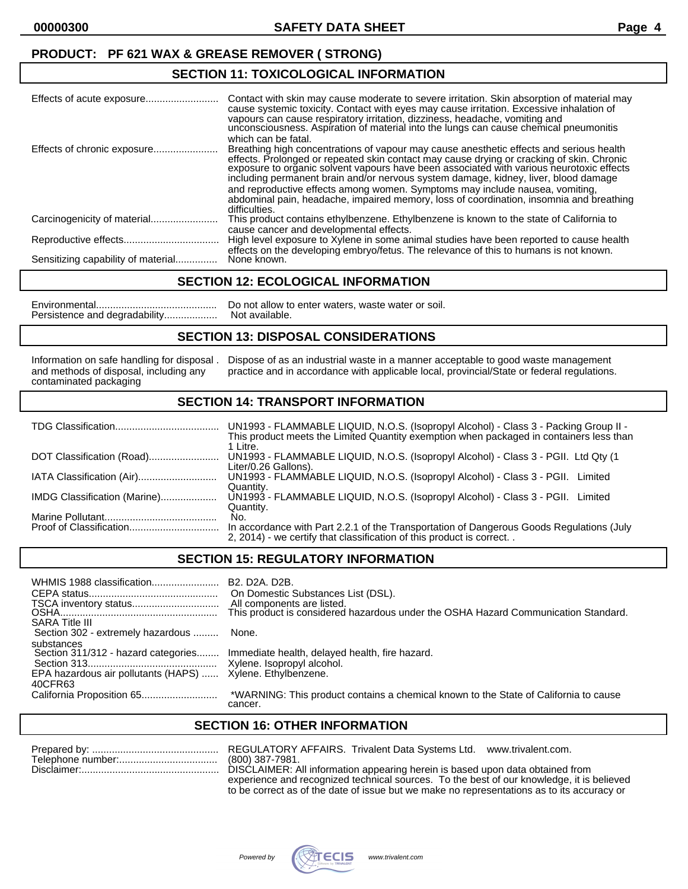**PRODUCT: PF 621 WAX & GREASE REMOVER ( STRONG)**

## SECTION 11: TOXICOLOGICAL INFORMATION

| | |
|---|---|
| Effects of acute exposure | Contact with skin may cause moderate to severe irritation. Skin absorption of material may cause systemic toxicity. Contact with eyes may cause irritation. Excessive inhalation of vapours can cause respiratory irritation, dizziness, headache, vomiting and unconsciousness. Aspiration of material into the lungs can cause chemical pneumonitis which can be fatal. |
| Effects of chronic exposure | Breathing high concentrations of vapour may cause anesthetic effects and serious health effects. Prolonged or repeated skin contact may cause drying or cracking of skin. Chronic exposure to organic solvent vapours have been associated with various neurotoxic effects including permanent brain and/or nervous system damage, kidney, liver, blood damage and reproductive effects among women. Symptoms may include nausea, vomiting, abdominal pain, headache, impaired memory, loss of coordination, insomnia and breathing difficulties. |
| Carcinogenicity of material | This product contains ethylbenzene. Ethylbenzene is known to the state of California to cause cancer and developmental effects. |
| Reproductive effects | High level exposure to Xylene in some animal studies have been reported to cause health effects on the developing embryo/fetus. The relevance of this to humans is not known. |
| Sensitizing capability of material | None known. |

## SECTION 12: ECOLOGICAL INFORMATION

| | |
|---|---|
| Environmental | Do not allow to enter waters, waste water or soil. |
| Persistence and degradability | Not available. |

## SECTION 13: DISPOSAL CONSIDERATIONS

| | |
|---|---|
| Information on safe handling for disposal and methods of disposal, including any contaminated packaging | Dispose of as an industrial waste in a manner acceptable to good waste management practice and in accordance with applicable local, provincial/State or federal regulations. |

## SECTION 14: TRANSPORT INFORMATION

| | |
|---|---|
| TDG Classification | UN1993 - FLAMMABLE LIQUID, N.O.S. (Isopropyl Alcohol) - Class 3 - Packing Group II - This product meets the Limited Quantity exemption when packaged in containers less than 1 Litre. |
| DOT Classification (Road) | UN1993 - FLAMMABLE LIQUID, N.O.S. (Isopropyl Alcohol) - Class 3 - PGII. Ltd Qty (1 Liter/0.26 Gallons). |
| IATA Classification (Air) | UN1993 - FLAMMABLE LIQUID, N.O.S. (Isopropyl Alcohol) - Class 3 - PGII. Limited Quantity. |
| IMDG Classification (Marine) | UN1993 - FLAMMABLE LIQUID, N.O.S. (Isopropyl Alcohol) - Class 3 - PGII. Limited Quantity. |
| Marine Pollutant | No. |
| Proof of Classification | In accordance with Part 2.2.1 of the Transportation of Dangerous Goods Regulations (July 2, 2014) - we certify that classification of this product is correct. . |

## SECTION 15: REGULATORY INFORMATION

| | |
|---|---|
| WHMIS 1988 classification | B2. D2A. D2B. |
| CEPA status | On Domestic Substances List (DSL). |
| TSCA inventory status | All components are listed. |
| OSHA | This product is considered hazardous under the OSHA Hazard Communication Standard. |
| SARA Title III | |
| Section 302 - extremely hazardous substances | None. |
| Section 311/312 - hazard categories | Immediate health, delayed health, fire hazard. |
| Section 313 | Xylene. Isopropyl alcohol. |
| EPA hazardous air pollutants (HAPS) 40CFR63 | Xylene. Ethylbenzene. |
| California Proposition 65 | *WARNING: This product contains a chemical known to the State of California to cause cancer. |

## SECTION 16: OTHER INFORMATION

| | |
|---|---|
| Prepared by: | REGULATORY AFFAIRS. Trivalent Data Systems Ltd. www.trivalent.com. |
| Telephone number: | (800) 387-7981. |
| Disclaimer: | DISCLAIMER: All information appearing herein is based upon data obtained from experience and recognized technical sources. To the best of our knowledge, it is believed to be correct as of the date of issue but we make no representations as to its accuracy or |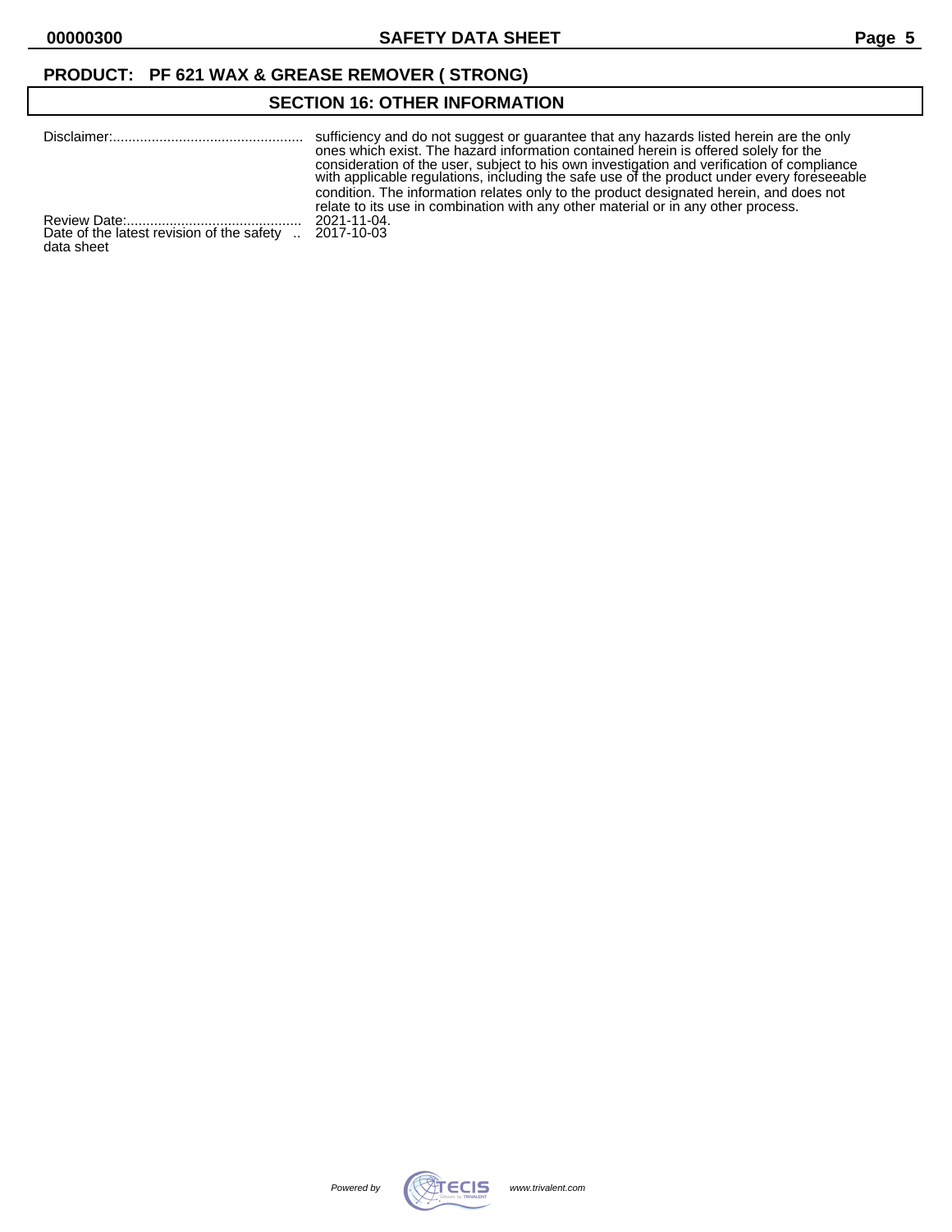**PRODUCT: PF 621 WAX & GREASE REMOVER ( STRONG)**

## SECTION 16: OTHER INFORMATION

| | |
|---|---|
| Disclaimer:................................................. | sufficiency and do not suggest or guarantee that any hazards listed herein are the only ones which exist. The hazard information contained herein is offered solely for the consideration of the user, subject to his own investigation and verification of compliance with applicable regulations, including the safe use of the product under every foreseeable condition. The information relates only to the product designated herein, and does not relate to its use in combination with any other material or in any other process. |
| Review Date:............................................. | 2021-11-04. |
| Date of the latest revision of the safety .. data sheet | 2017-10-03 |

Powered by TECIS www.trivalent.com